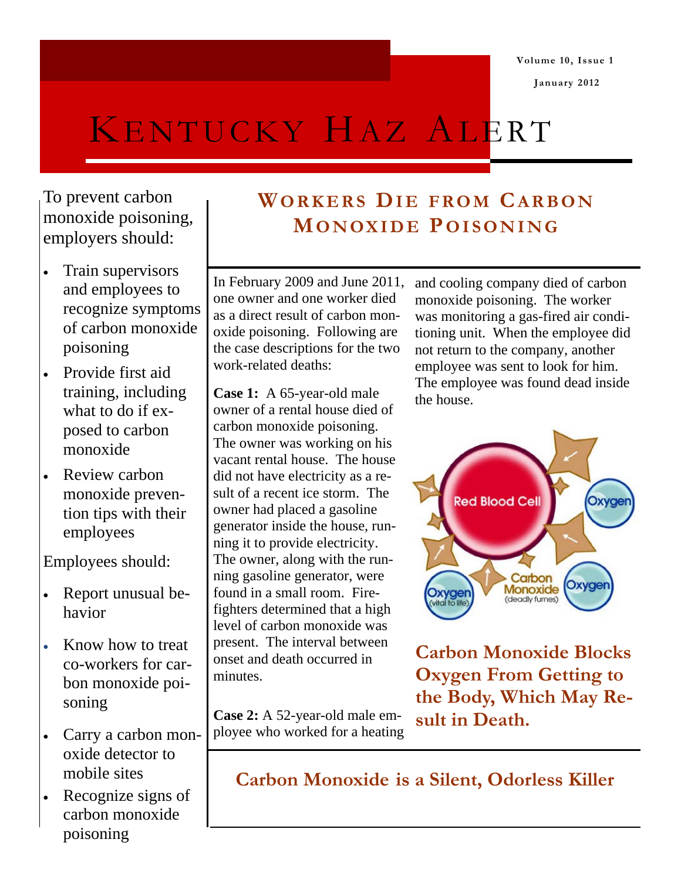# KENTUCKY HAZ ALERT

Volume 10, Issue 1

January 2012

To prevent carbon monoxide poisoning, employers should:

- Train supervisors and employees to recognize symptoms of carbon monoxide poisoning
- Provide first aid training, including what to do if exposed to carbon monoxide
- Review carbon monoxide prevention tips with their employees

Employees should:

- Report unusual behavior
- Know how to treat co-workers for carbon monoxide poisoning
- Carry a carbon monoxide detector to mobile sites
- Recognize signs of carbon monoxide poisoning

## WORKERS DIE FROM CARBON MONOXIDE POISONING

In February 2009 and June 2011, one owner and one worker died as a direct result of carbon monoxide poisoning. Following are the case descriptions for the two work-related deaths:

**Case 1:** A 65-year-old male owner of a rental house died of carbon monoxide poisoning. The owner was working on his vacant rental house. The house did not have electricity as a result of a recent ice storm. The owner had placed a gasoline generator inside the house, running it to provide electricity. The owner, along with the running gasoline generator, were found in a small room. Firefighters determined that a high level of carbon monoxide was present. The interval between onset and death occurred in minutes.

**Case 2:** A 52-year-old male employee who worked for a heating and cooling company died of carbon monoxide poisoning. The worker was monitoring a gas-fired air conditioning unit. When the employee did not return to the company, another employee was sent to look for him. The employee was found dead inside the house.

**Carbon Monoxide Blocks Oxygen From Getting to the Body, Which May Result in Death.**

**Carbon Monoxide is a Silent, Odorless Killer**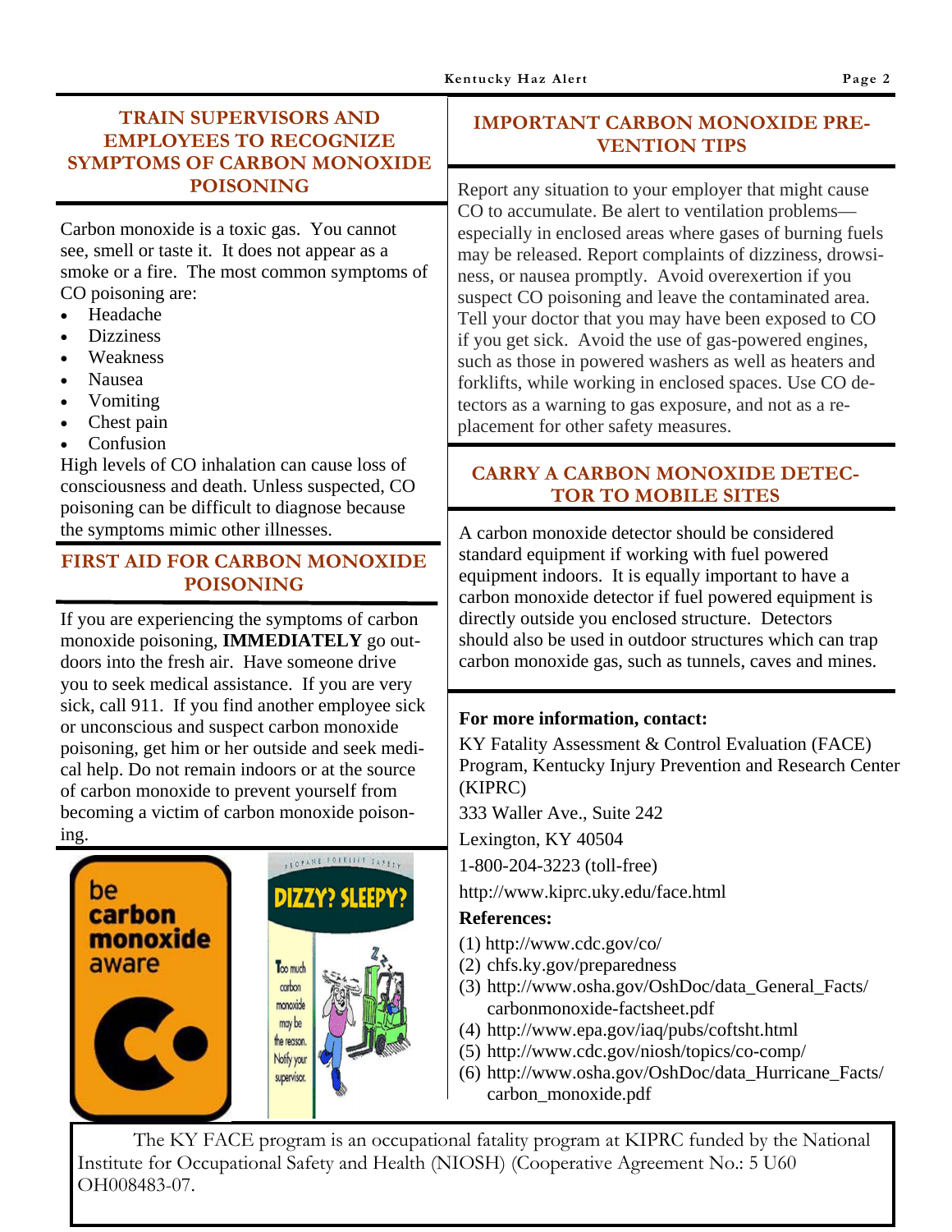## TRAIN SUPERVISORS AND EMPLOYEES TO RECOGNIZE SYMPTOMS OF CARBON MONOXIDE POISONING

Carbon monoxide is a toxic gas. You cannot see, smell or taste it. It does not appear as a smoke or a fire. The most common symptoms of CO poisoning are:

- Headache
- Dizziness
- Weakness
- Nausea
- Vomiting
- Chest pain
- Confusion

High levels of CO inhalation can cause loss of consciousness and death. Unless suspected, CO poisoning can be difficult to diagnose because the symptoms mimic other illnesses.

## FIRST AID FOR CARBON MONOXIDE POISONING

If you are experiencing the symptoms of carbon monoxide poisoning, **IMMEDIATELY** go outdoors into the fresh air. Have someone drive you to seek medical assistance. If you are very sick, call 911. If you find another employee sick or unconscious and suspect carbon monoxide poisoning, get him or her outside and seek medical help. Do not remain indoors or at the source of carbon monoxide to prevent yourself from becoming a victim of carbon monoxide poisoning.

be carbon monoxide aware

PROPANE FORKLIFT SAFETY

DIZZY? SLEEPY?

Too much carbon monoxide may be the reason. Notify your supervisor.

## IMPORTANT CARBON MONOXIDE PREVENTION TIPS

Report any situation to your employer that might cause CO to accumulate. Be alert to ventilation problems—especially in enclosed areas where gases of burning fuels may be released. Report complaints of dizziness, drowsiness, or nausea promptly. Avoid overexertion if you suspect CO poisoning and leave the contaminated area. Tell your doctor that you may have been exposed to CO if you get sick. Avoid the use of gas-powered engines, such as those in powered washers as well as heaters and forklifts, while working in enclosed spaces. Use CO detectors as a warning to gas exposure, and not as a replacement for other safety measures.

## CARRY A CARBON MONOXIDE DETECTOR TO MOBILE SITES

A carbon monoxide detector should be considered standard equipment if working with fuel powered equipment indoors. It is equally important to have a carbon monoxide detector if fuel powered equipment is directly outside you enclosed structure. Detectors should also be used in outdoor structures which can trap carbon monoxide gas, such as tunnels, caves and mines.

**For more information, contact:**

KY Fatality Assessment & Control Evaluation (FACE) Program, Kentucky Injury Prevention and Research Center (KIPRC)

333 Waller Ave., Suite 242

Lexington, KY 40504

1-800-204-3223 (toll-free)

http://www.kiprc.uky.edu/face.html

**References:**

(1) http://www.cdc.gov/co/
(2) chfs.ky.gov/preparedness
(3) http://www.osha.gov/OshDoc/data_General_Facts/carbonmonoxide-factsheet.pdf
(4) http://www.epa.gov/iaq/pubs/coftsht.html
(5) http://www.cdc.gov/niosh/topics/co-comp/
(6) http://www.osha.gov/OshDoc/data_Hurricane_Facts/carbon_monoxide.pdf

The KY FACE program is an occupational fatality program at KIPRC funded by the National Institute for Occupational Safety and Health (NIOSH) (Cooperative Agreement No.: 5 U60 OH008483-07.